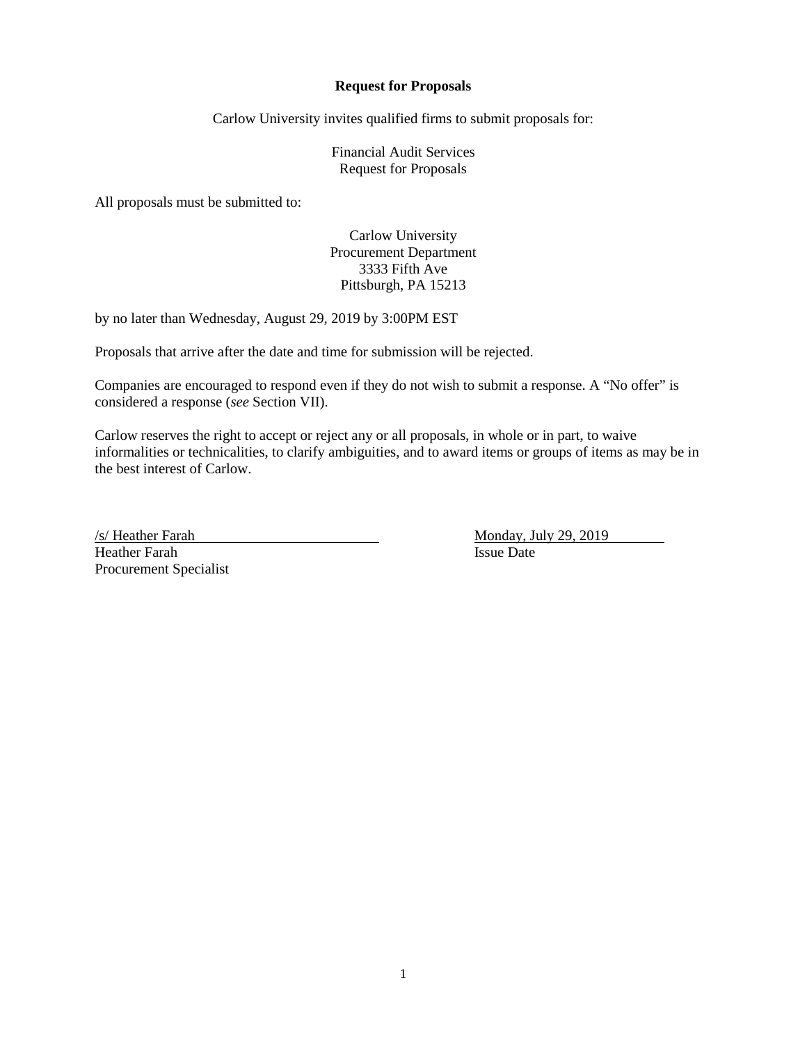**Request for Proposals**

Carlow University invites qualified firms to submit proposals for:

Financial Audit Services
Request for Proposals

All proposals must be submitted to:

Carlow University
Procurement Department
3333 Fifth Ave
Pittsburgh, PA 15213

by no later than Wednesday, August 29, 2019 by 3:00PM EST

Proposals that arrive after the date and time for submission will be rejected.

Companies are encouraged to respond even if they do not wish to submit a response. A "No offer" is considered a response (*see* Section VII).

Carlow reserves the right to accept or reject any or all proposals, in whole or in part, to waive informalities or technicalities, to clarify ambiguities, and to award items or groups of items as may be in the best interest of Carlow.

/s/ Heather Farah
Heather Farah
Procurement Specialist

Monday, July 29, 2019
Issue Date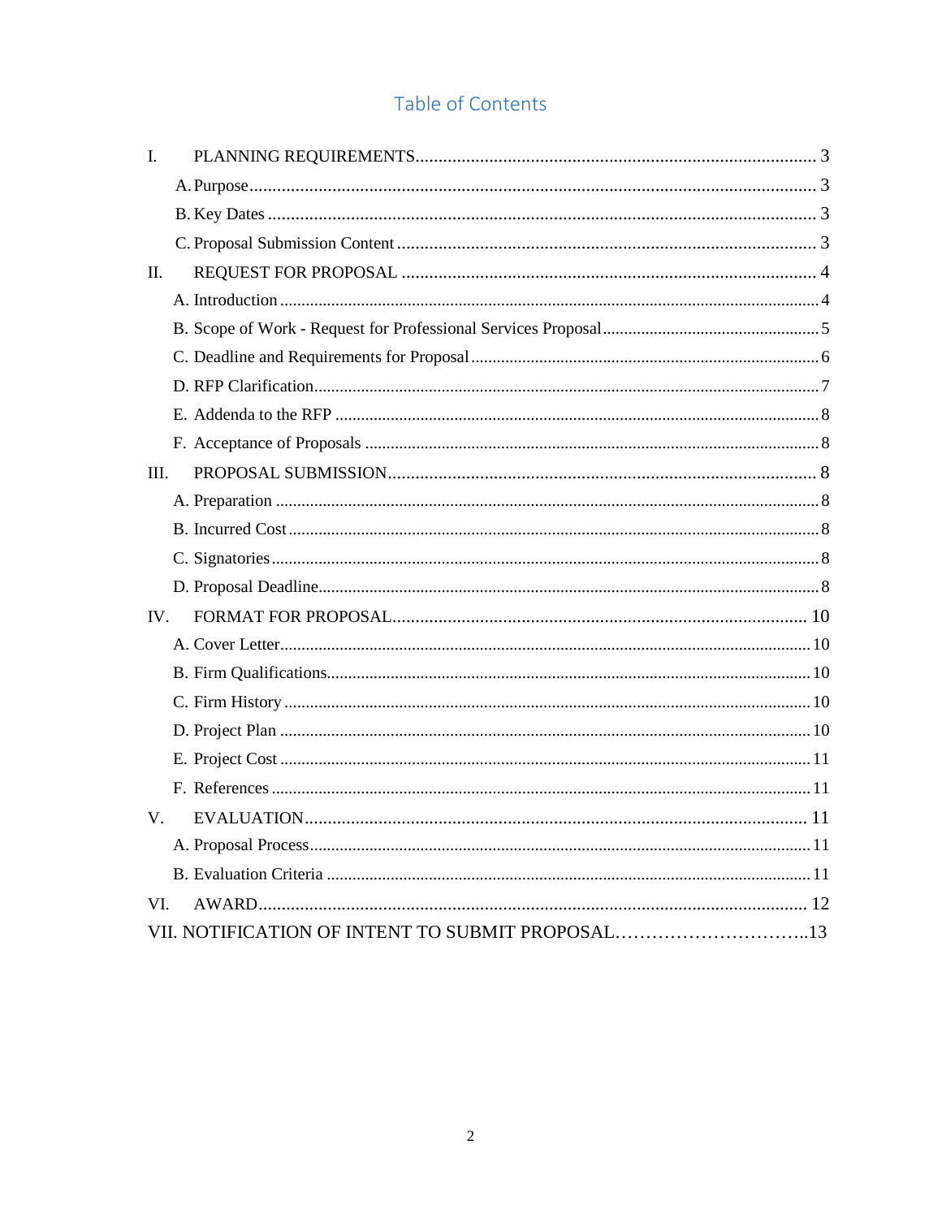# Table of Contents

I. PLANNING REQUIREMENTS .......... 3
- A. Purpose .......... 3
- B. Key Dates .......... 3
- C. Proposal Submission Content .......... 3

II. REQUEST FOR PROPOSAL .......... 4
- A. Introduction .......... 4
- B. Scope of Work - Request for Professional Services Proposal .......... 5
- C. Deadline and Requirements for Proposal .......... 6
- D. RFP Clarification .......... 7
- E. Addenda to the RFP .......... 8
- F. Acceptance of Proposals .......... 8

III. PROPOSAL SUBMISSION .......... 8
- A. Preparation .......... 8
- B. Incurred Cost .......... 8
- C. Signatories .......... 8
- D. Proposal Deadline .......... 8

IV. FORMAT FOR PROPOSAL .......... 10
- A. Cover Letter .......... 10
- B. Firm Qualifications .......... 10
- C. Firm History .......... 10
- D. Project Plan .......... 10
- E. Project Cost .......... 11
- F. References .......... 11

V. EVALUATION .......... 11
- A. Proposal Process .......... 11
- B. Evaluation Criteria .......... 11

VI. AWARD .......... 12

VII. NOTIFICATION OF INTENT TO SUBMIT PROPOSAL .......... 13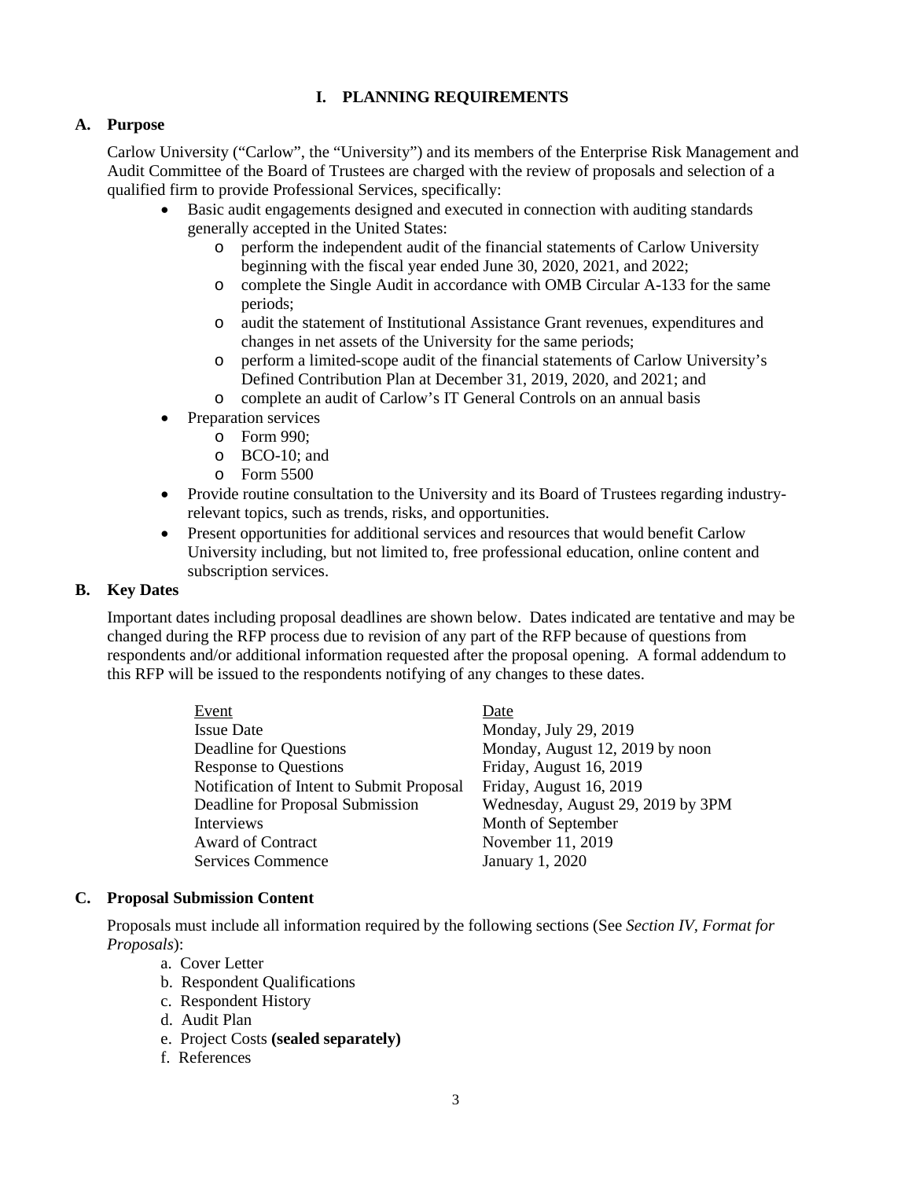## I. PLANNING REQUIREMENTS

### A. Purpose

Carlow University ("Carlow", the "University") and its members of the Enterprise Risk Management and Audit Committee of the Board of Trustees are charged with the review of proposals and selection of a qualified firm to provide Professional Services, specifically:

- Basic audit engagements designed and executed in connection with auditing standards generally accepted in the United States:
  - perform the independent audit of the financial statements of Carlow University beginning with the fiscal year ended June 30, 2020, 2021, and 2022;
  - complete the Single Audit in accordance with OMB Circular A-133 for the same periods;
  - audit the statement of Institutional Assistance Grant revenues, expenditures and changes in net assets of the University for the same periods;
  - perform a limited-scope audit of the financial statements of Carlow University's Defined Contribution Plan at December 31, 2019, 2020, and 2021; and
  - complete an audit of Carlow's IT General Controls on an annual basis
- Preparation services
  - Form 990;
  - BCO-10; and
  - Form 5500
- Provide routine consultation to the University and its Board of Trustees regarding industry-relevant topics, such as trends, risks, and opportunities.
- Present opportunities for additional services and resources that would benefit Carlow University including, but not limited to, free professional education, online content and subscription services.

### B. Key Dates

Important dates including proposal deadlines are shown below. Dates indicated are tentative and may be changed during the RFP process due to revision of any part of the RFP because of questions from respondents and/or additional information requested after the proposal opening. A formal addendum to this RFP will be issued to the respondents notifying of any changes to these dates.

| Event | Date |
|---|---|
| Issue Date | Monday, July 29, 2019 |
| Deadline for Questions | Monday, August 12, 2019 by noon |
| Response to Questions | Friday, August 16, 2019 |
| Notification of Intent to Submit Proposal | Friday, August 16, 2019 |
| Deadline for Proposal Submission | Wednesday, August 29, 2019 by 3PM |
| Interviews | Month of September |
| Award of Contract | November 11, 2019 |
| Services Commence | January 1, 2020 |

### C. Proposal Submission Content

Proposals must include all information required by the following sections (See *Section IV, Format for Proposals*):

a. Cover Letter
b. Respondent Qualifications
c. Respondent History
d. Audit Plan
e. Project Costs **(sealed separately)**
f. References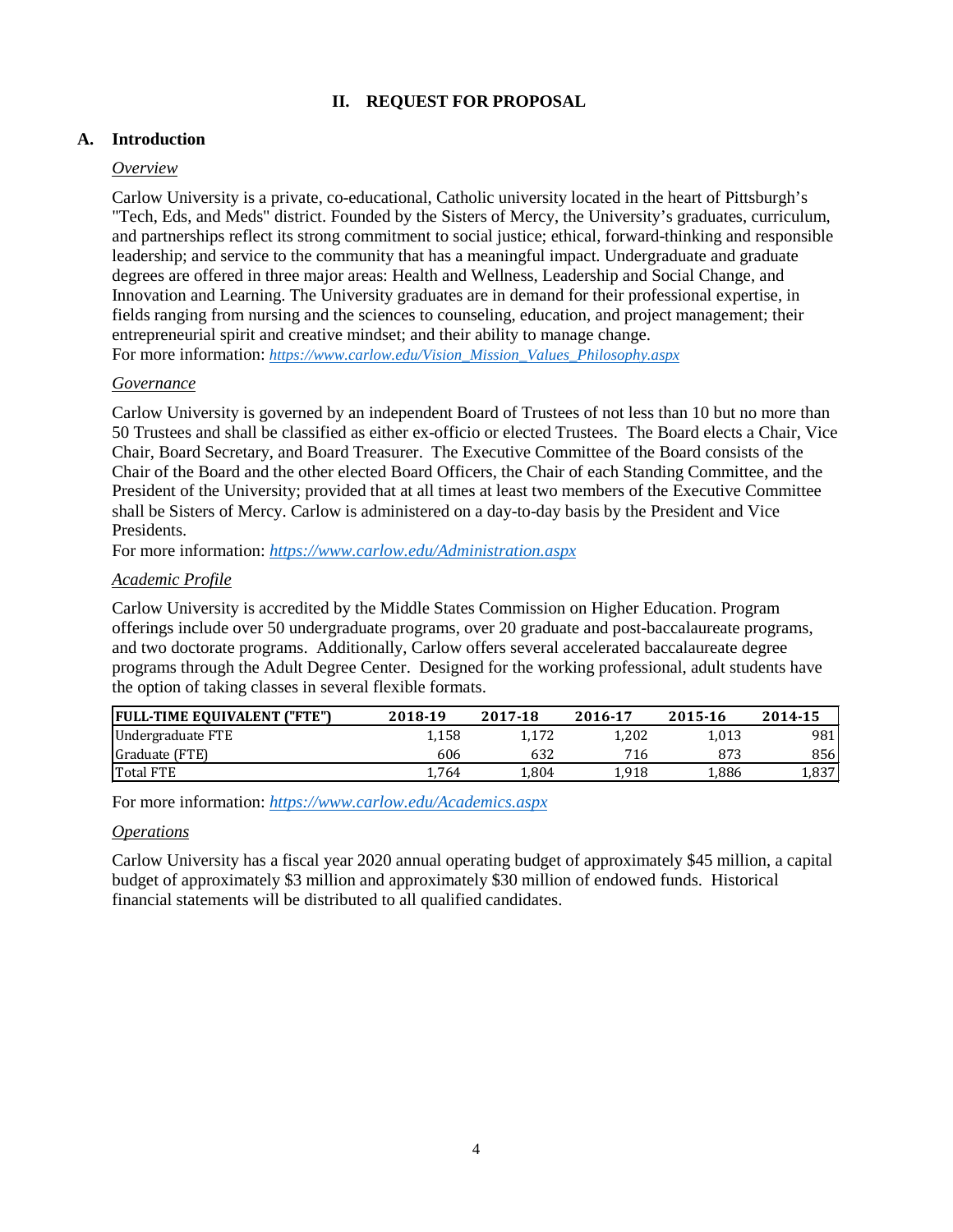## II. REQUEST FOR PROPOSAL

### A. Introduction

*Overview*

Carlow University is a private, co-educational, Catholic university located in the heart of Pittsburgh's "Tech, Eds, and Meds" district. Founded by the Sisters of Mercy, the University's graduates, curriculum, and partnerships reflect its strong commitment to social justice; ethical, forward-thinking and responsible leadership; and service to the community that has a meaningful impact. Undergraduate and graduate degrees are offered in three major areas: Health and Wellness, Leadership and Social Change, and Innovation and Learning. The University graduates are in demand for their professional expertise, in fields ranging from nursing and the sciences to counseling, education, and project management; their entrepreneurial spirit and creative mindset; and their ability to manage change.
For more information: *https://www.carlow.edu/Vision_Mission_Values_Philosophy.aspx*

*Governance*

Carlow University is governed by an independent Board of Trustees of not less than 10 but no more than 50 Trustees and shall be classified as either ex-officio or elected Trustees. The Board elects a Chair, Vice Chair, Board Secretary, and Board Treasurer. The Executive Committee of the Board consists of the Chair of the Board and the other elected Board Officers, the Chair of each Standing Committee, and the President of the University; provided that at all times at least two members of the Executive Committee shall be Sisters of Mercy. Carlow is administered on a day-to-day basis by the President and Vice Presidents.
For more information: *https://www.carlow.edu/Administration.aspx*

*Academic Profile*

Carlow University is accredited by the Middle States Commission on Higher Education. Program offerings include over 50 undergraduate programs, over 20 graduate and post-baccalaureate programs, and two doctorate programs. Additionally, Carlow offers several accelerated baccalaureate degree programs through the Adult Degree Center. Designed for the working professional, adult students have the option of taking classes in several flexible formats.

| FULL-TIME EQUIVALENT ("FTE") | 2018-19 | 2017-18 | 2016-17 | 2015-16 | 2014-15 |
|---|---|---|---|---|---|
| Undergraduate FTE | 1,158 | 1,172 | 1,202 | 1,013 | 981 |
| Graduate (FTE) | 606 | 632 | 716 | 873 | 856 |
| Total FTE | 1,764 | 1,804 | 1,918 | 1,886 | 1,837 |

For more information: *https://www.carlow.edu/Academics.aspx*

*Operations*

Carlow University has a fiscal year 2020 annual operating budget of approximately $45 million, a capital budget of approximately $3 million and approximately $30 million of endowed funds. Historical financial statements will be distributed to all qualified candidates.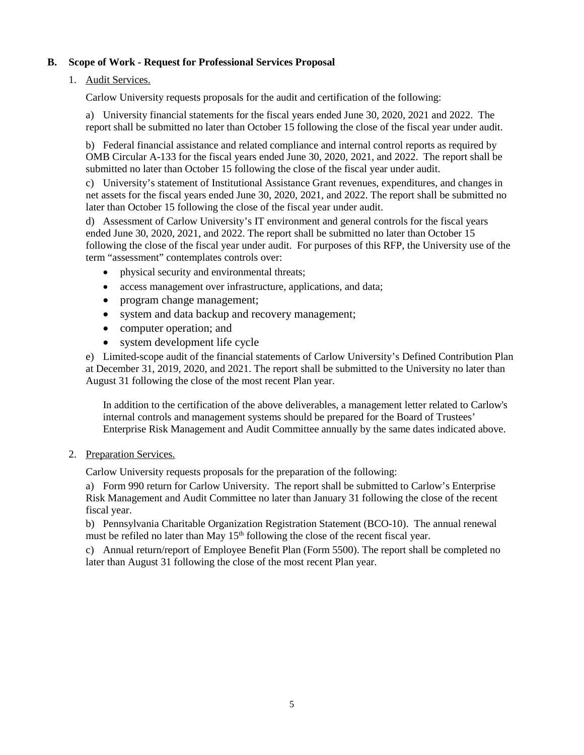## B. Scope of Work - Request for Professional Services Proposal

1. Audit Services.

   Carlow University requests proposals for the audit and certification of the following:

   a) University financial statements for the fiscal years ended June 30, 2020, 2021 and 2022. The report shall be submitted no later than October 15 following the close of the fiscal year under audit.

   b) Federal financial assistance and related compliance and internal control reports as required by OMB Circular A-133 for the fiscal years ended June 30, 2020, 2021, and 2022. The report shall be submitted no later than October 15 following the close of the fiscal year under audit.

   c) University's statement of Institutional Assistance Grant revenues, expenditures, and changes in net assets for the fiscal years ended June 30, 2020, 2021, and 2022. The report shall be submitted no later than October 15 following the close of the fiscal year under audit.

   d) Assessment of Carlow University's IT environment and general controls for the fiscal years ended June 30, 2020, 2021, and 2022. The report shall be submitted no later than October 15 following the close of the fiscal year under audit. For purposes of this RFP, the University use of the term "assessment" contemplates controls over:

   - physical security and environmental threats;
   - access management over infrastructure, applications, and data;
   - program change management;
   - system and data backup and recovery management;
   - computer operation; and
   - system development life cycle

   e) Limited-scope audit of the financial statements of Carlow University's Defined Contribution Plan at December 31, 2019, 2020, and 2021. The report shall be submitted to the University no later than August 31 following the close of the most recent Plan year.

   In addition to the certification of the above deliverables, a management letter related to Carlow's internal controls and management systems should be prepared for the Board of Trustees' Enterprise Risk Management and Audit Committee annually by the same dates indicated above.

2. Preparation Services.

   Carlow University requests proposals for the preparation of the following:

   a) Form 990 return for Carlow University. The report shall be submitted to Carlow's Enterprise Risk Management and Audit Committee no later than January 31 following the close of the recent fiscal year.

   b) Pennsylvania Charitable Organization Registration Statement (BCO-10). The annual renewal must be refiled no later than May 15th following the close of the recent fiscal year.

   c) Annual return/report of Employee Benefit Plan (Form 5500). The report shall be completed no later than August 31 following the close of the most recent Plan year.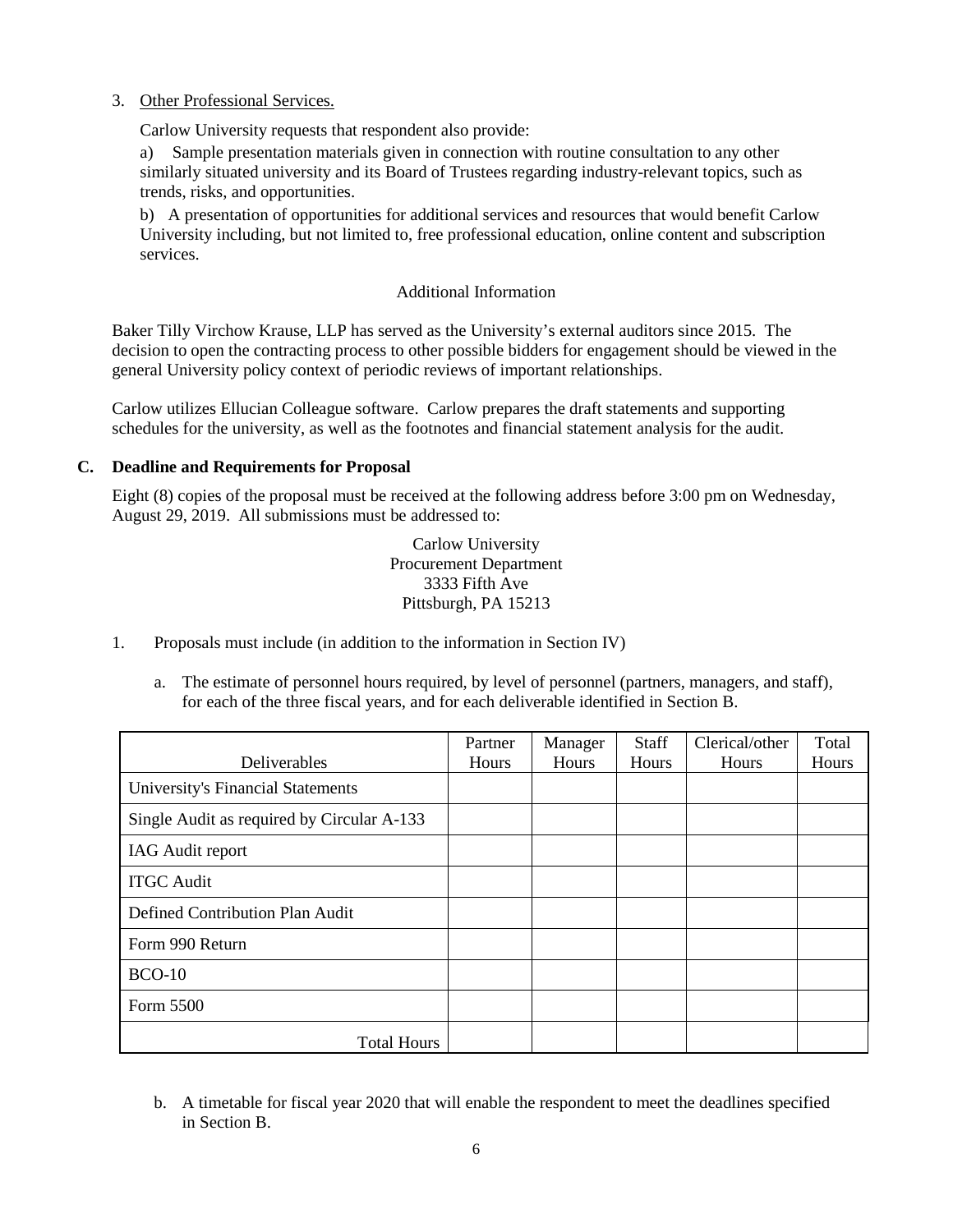3. Other Professional Services.

   Carlow University requests that respondent also provide:

   a) Sample presentation materials given in connection with routine consultation to any other similarly situated university and its Board of Trustees regarding industry-relevant topics, such as trends, risks, and opportunities.

   b) A presentation of opportunities for additional services and resources that would benefit Carlow University including, but not limited to, free professional education, online content and subscription services.

Additional Information

Baker Tilly Virchow Krause, LLP has served as the University's external auditors since 2015. The decision to open the contracting process to other possible bidders for engagement should be viewed in the general University policy context of periodic reviews of important relationships.

Carlow utilizes Ellucian Colleague software. Carlow prepares the draft statements and supporting schedules for the university, as well as the footnotes and financial statement analysis for the audit.

## C. Deadline and Requirements for Proposal

Eight (8) copies of the proposal must be received at the following address before 3:00 pm on Wednesday, August 29, 2019. All submissions must be addressed to:

Carlow University
Procurement Department
3333 Fifth Ave
Pittsburgh, PA 15213

1. Proposals must include (in addition to the information in Section IV)

   a. The estimate of personnel hours required, by level of personnel (partners, managers, and staff), for each of the three fiscal years, and for each deliverable identified in Section B.

| Deliverables | Partner Hours | Manager Hours | Staff Hours | Clerical/other Hours | Total Hours |
|---|---|---|---|---|---|
| University's Financial Statements | | | | | |
| Single Audit as required by Circular A-133 | | | | | |
| IAG Audit report | | | | | |
| ITGC Audit | | | | | |
| Defined Contribution Plan Audit | | | | | |
| Form 990 Return | | | | | |
| BCO-10 | | | | | |
| Form 5500 | | | | | |
| Total Hours | | | | | |

   b. A timetable for fiscal year 2020 that will enable the respondent to meet the deadlines specified in Section B.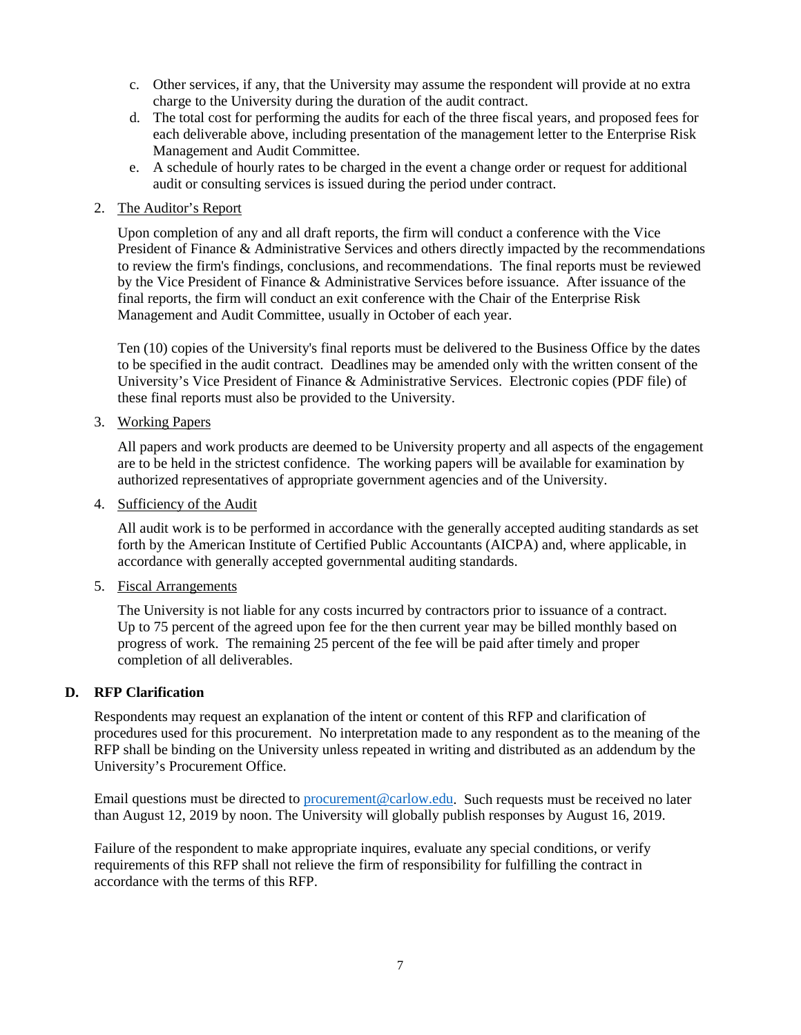c. Other services, if any, that the University may assume the respondent will provide at no extra charge to the University during the duration of the audit contract.
d. The total cost for performing the audits for each of the three fiscal years, and proposed fees for each deliverable above, including presentation of the management letter to the Enterprise Risk Management and Audit Committee.
e. A schedule of hourly rates to be charged in the event a change order or request for additional audit or consulting services is issued during the period under contract.

2. The Auditor's Report

   Upon completion of any and all draft reports, the firm will conduct a conference with the Vice President of Finance & Administrative Services and others directly impacted by the recommendations to review the firm's findings, conclusions, and recommendations. The final reports must be reviewed by the Vice President of Finance & Administrative Services before issuance. After issuance of the final reports, the firm will conduct an exit conference with the Chair of the Enterprise Risk Management and Audit Committee, usually in October of each year.

   Ten (10) copies of the University's final reports must be delivered to the Business Office by the dates to be specified in the audit contract. Deadlines may be amended only with the written consent of the University's Vice President of Finance & Administrative Services. Electronic copies (PDF file) of these final reports must also be provided to the University.

3. Working Papers

   All papers and work products are deemed to be University property and all aspects of the engagement are to be held in the strictest confidence. The working papers will be available for examination by authorized representatives of appropriate government agencies and of the University.

4. Sufficiency of the Audit

   All audit work is to be performed in accordance with the generally accepted auditing standards as set forth by the American Institute of Certified Public Accountants (AICPA) and, where applicable, in accordance with generally accepted governmental auditing standards.

5. Fiscal Arrangements

   The University is not liable for any costs incurred by contractors prior to issuance of a contract. Up to 75 percent of the agreed upon fee for the then current year may be billed monthly based on progress of work. The remaining 25 percent of the fee will be paid after timely and proper completion of all deliverables.

### D. RFP Clarification

Respondents may request an explanation of the intent or content of this RFP and clarification of procedures used for this procurement. No interpretation made to any respondent as to the meaning of the RFP shall be binding on the University unless repeated in writing and distributed as an addendum by the University's Procurement Office.

Email questions must be directed to procurement@carlow.edu. Such requests must be received no later than August 12, 2019 by noon. The University will globally publish responses by August 16, 2019.

Failure of the respondent to make appropriate inquires, evaluate any special conditions, or verify requirements of this RFP shall not relieve the firm of responsibility for fulfilling the contract in accordance with the terms of this RFP.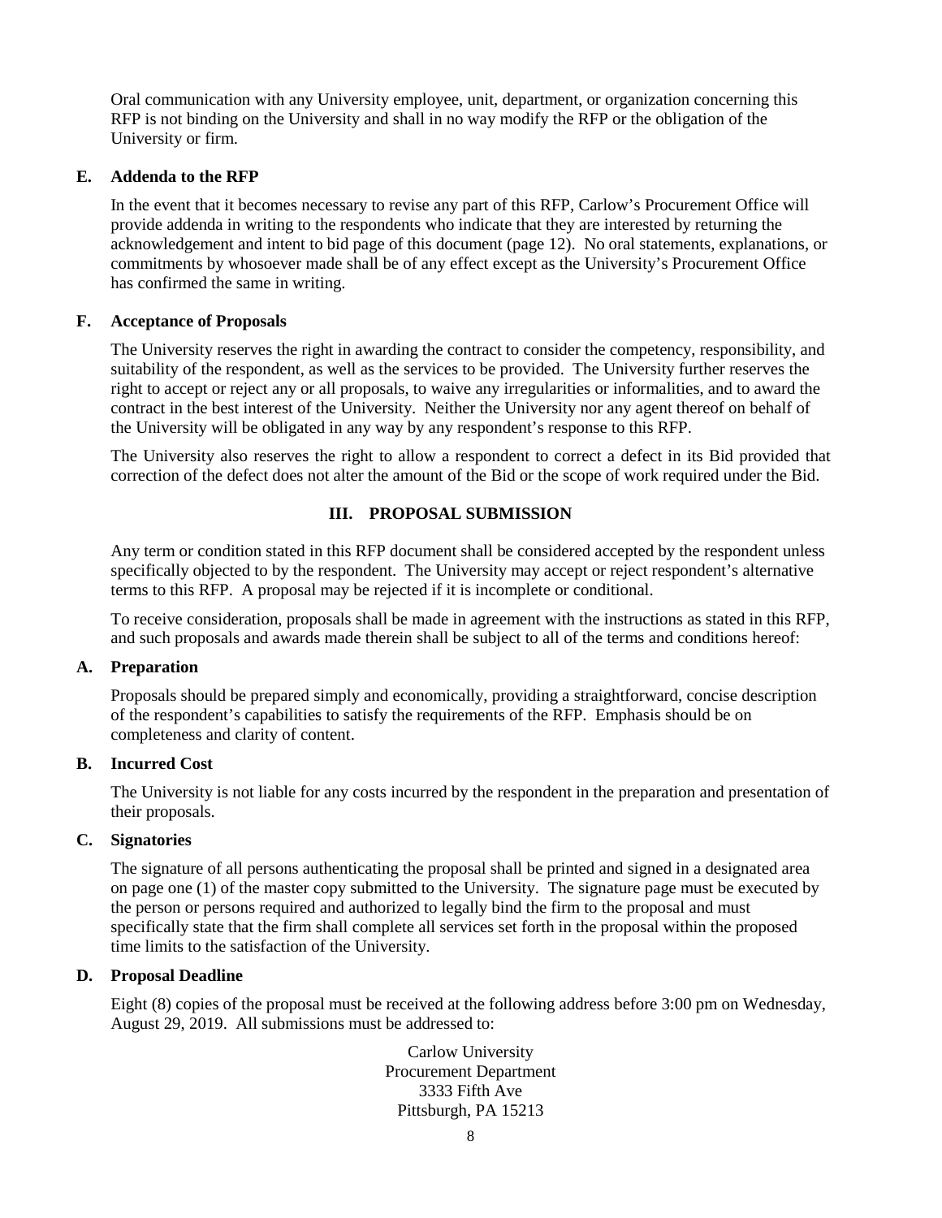Oral communication with any University employee, unit, department, or organization concerning this RFP is not binding on the University and shall in no way modify the RFP or the obligation of the University or firm.

**E. Addenda to the RFP**

In the event that it becomes necessary to revise any part of this RFP, Carlow's Procurement Office will provide addenda in writing to the respondents who indicate that they are interested by returning the acknowledgement and intent to bid page of this document (page 12). No oral statements, explanations, or commitments by whosoever made shall be of any effect except as the University's Procurement Office has confirmed the same in writing.

**F. Acceptance of Proposals**

The University reserves the right in awarding the contract to consider the competency, responsibility, and suitability of the respondent, as well as the services to be provided. The University further reserves the right to accept or reject any or all proposals, to waive any irregularities or informalities, and to award the contract in the best interest of the University. Neither the University nor any agent thereof on behalf of the University will be obligated in any way by any respondent's response to this RFP.

The University also reserves the right to allow a respondent to correct a defect in its Bid provided that correction of the defect does not alter the amount of the Bid or the scope of work required under the Bid.

## III. PROPOSAL SUBMISSION

Any term or condition stated in this RFP document shall be considered accepted by the respondent unless specifically objected to by the respondent. The University may accept or reject respondent's alternative terms to this RFP. A proposal may be rejected if it is incomplete or conditional.

To receive consideration, proposals shall be made in agreement with the instructions as stated in this RFP, and such proposals and awards made therein shall be subject to all of the terms and conditions hereof:

**A. Preparation**

Proposals should be prepared simply and economically, providing a straightforward, concise description of the respondent's capabilities to satisfy the requirements of the RFP. Emphasis should be on completeness and clarity of content.

**B. Incurred Cost**

The University is not liable for any costs incurred by the respondent in the preparation and presentation of their proposals.

**C. Signatories**

The signature of all persons authenticating the proposal shall be printed and signed in a designated area on page one (1) of the master copy submitted to the University. The signature page must be executed by the person or persons required and authorized to legally bind the firm to the proposal and must specifically state that the firm shall complete all services set forth in the proposal within the proposed time limits to the satisfaction of the University.

**D. Proposal Deadline**

Eight (8) copies of the proposal must be received at the following address before 3:00 pm on Wednesday, August 29, 2019. All submissions must be addressed to:

Carlow University
Procurement Department
3333 Fifth Ave
Pittsburgh, PA 15213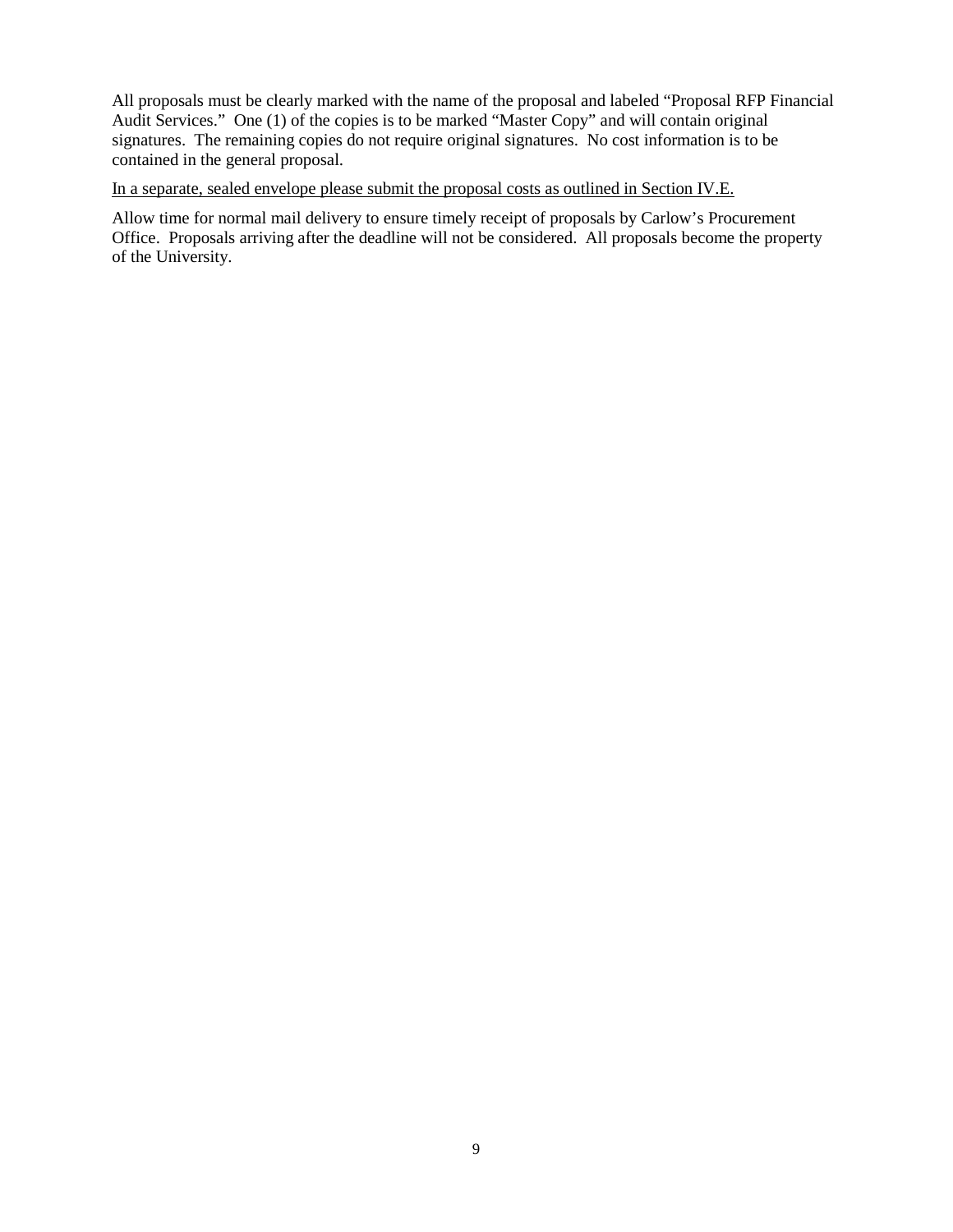All proposals must be clearly marked with the name of the proposal and labeled "Proposal RFP Financial Audit Services." One (1) of the copies is to be marked "Master Copy" and will contain original signatures. The remaining copies do not require original signatures. No cost information is to be contained in the general proposal.

<u>In a separate, sealed envelope please submit the proposal costs as outlined in Section IV.E.</u>

Allow time for normal mail delivery to ensure timely receipt of proposals by Carlow's Procurement Office. Proposals arriving after the deadline will not be considered. All proposals become the property of the University.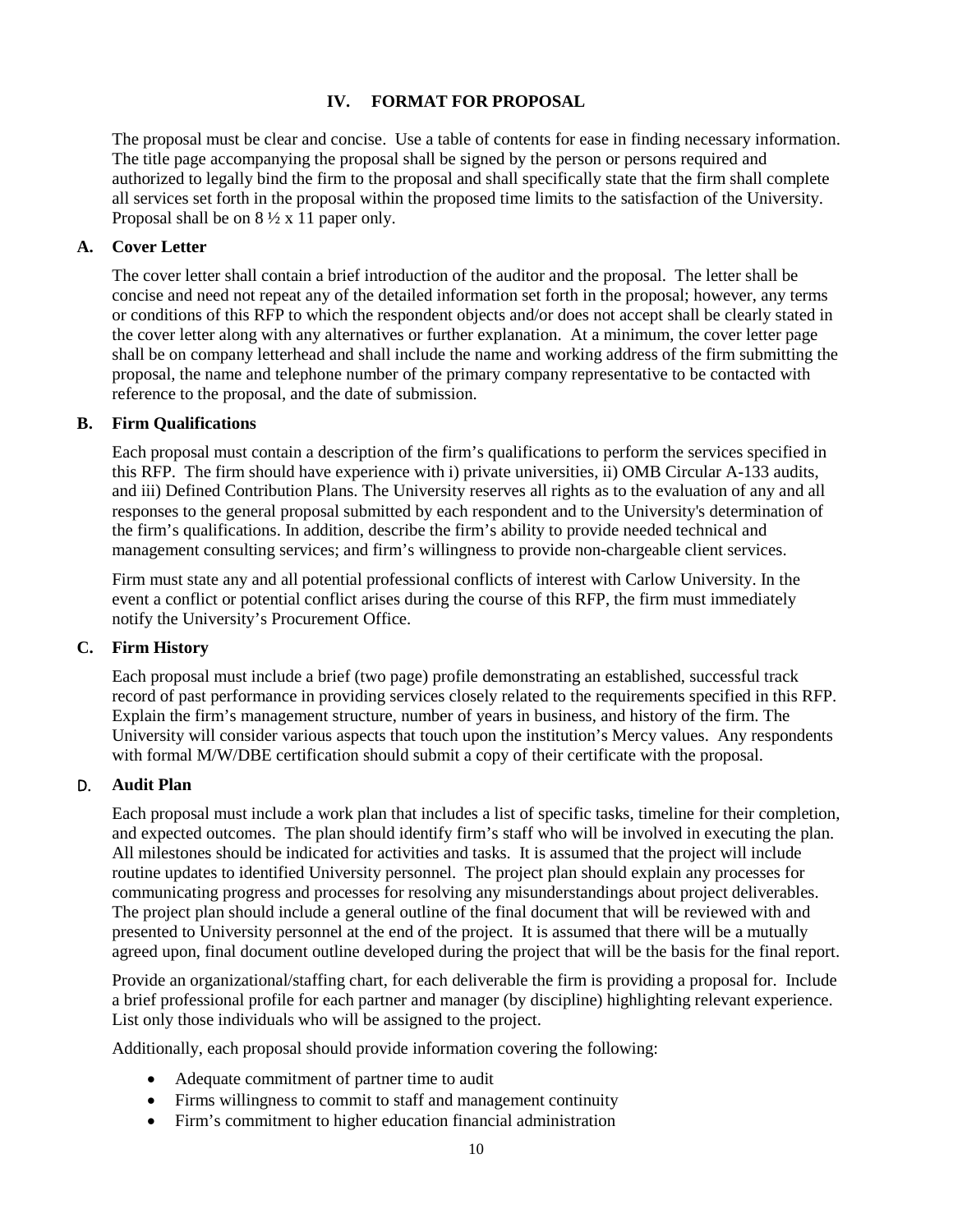## IV. FORMAT FOR PROPOSAL

The proposal must be clear and concise. Use a table of contents for ease in finding necessary information. The title page accompanying the proposal shall be signed by the person or persons required and authorized to legally bind the firm to the proposal and shall specifically state that the firm shall complete all services set forth in the proposal within the proposed time limits to the satisfaction of the University. Proposal shall be on 8 ½ x 11 paper only.

### A. Cover Letter

The cover letter shall contain a brief introduction of the auditor and the proposal. The letter shall be concise and need not repeat any of the detailed information set forth in the proposal; however, any terms or conditions of this RFP to which the respondent objects and/or does not accept shall be clearly stated in the cover letter along with any alternatives or further explanation. At a minimum, the cover letter page shall be on company letterhead and shall include the name and working address of the firm submitting the proposal, the name and telephone number of the primary company representative to be contacted with reference to the proposal, and the date of submission.

### B. Firm Qualifications

Each proposal must contain a description of the firm's qualifications to perform the services specified in this RFP. The firm should have experience with i) private universities, ii) OMB Circular A-133 audits, and iii) Defined Contribution Plans. The University reserves all rights as to the evaluation of any and all responses to the general proposal submitted by each respondent and to the University's determination of the firm's qualifications. In addition, describe the firm's ability to provide needed technical and management consulting services; and firm's willingness to provide non-chargeable client services.

Firm must state any and all potential professional conflicts of interest with Carlow University. In the event a conflict or potential conflict arises during the course of this RFP, the firm must immediately notify the University's Procurement Office.

### C. Firm History

Each proposal must include a brief (two page) profile demonstrating an established, successful track record of past performance in providing services closely related to the requirements specified in this RFP. Explain the firm's management structure, number of years in business, and history of the firm. The University will consider various aspects that touch upon the institution's Mercy values. Any respondents with formal M/W/DBE certification should submit a copy of their certificate with the proposal.

### D. Audit Plan

Each proposal must include a work plan that includes a list of specific tasks, timeline for their completion, and expected outcomes. The plan should identify firm's staff who will be involved in executing the plan. All milestones should be indicated for activities and tasks. It is assumed that the project will include routine updates to identified University personnel. The project plan should explain any processes for communicating progress and processes for resolving any misunderstandings about project deliverables. The project plan should include a general outline of the final document that will be reviewed with and presented to University personnel at the end of the project. It is assumed that there will be a mutually agreed upon, final document outline developed during the project that will be the basis for the final report.

Provide an organizational/staffing chart, for each deliverable the firm is providing a proposal for. Include a brief professional profile for each partner and manager (by discipline) highlighting relevant experience. List only those individuals who will be assigned to the project.

Additionally, each proposal should provide information covering the following:

- Adequate commitment of partner time to audit
- Firms willingness to commit to staff and management continuity
- Firm's commitment to higher education financial administration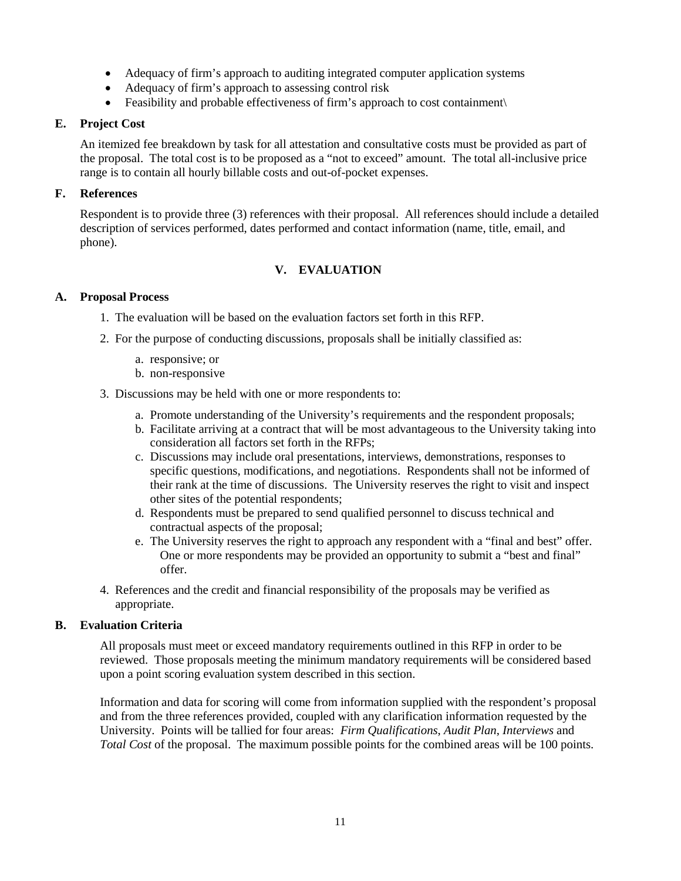- Adequacy of firm's approach to auditing integrated computer application systems
- Adequacy of firm's approach to assessing control risk
- Feasibility and probable effectiveness of firm's approach to cost containment\

### E. Project Cost

An itemized fee breakdown by task for all attestation and consultative costs must be provided as part of the proposal. The total cost is to be proposed as a "not to exceed" amount. The total all-inclusive price range is to contain all hourly billable costs and out-of-pocket expenses.

### F. References

Respondent is to provide three (3) references with their proposal. All references should include a detailed description of services performed, dates performed and contact information (name, title, email, and phone).

## V. EVALUATION

### A. Proposal Process

1. The evaluation will be based on the evaluation factors set forth in this RFP.
2. For the purpose of conducting discussions, proposals shall be initially classified as:
   a. responsive; or
   b. non-responsive
3. Discussions may be held with one or more respondents to:
   a. Promote understanding of the University's requirements and the respondent proposals;
   b. Facilitate arriving at a contract that will be most advantageous to the University taking into consideration all factors set forth in the RFPs;
   c. Discussions may include oral presentations, interviews, demonstrations, responses to specific questions, modifications, and negotiations. Respondents shall not be informed of their rank at the time of discussions. The University reserves the right to visit and inspect other sites of the potential respondents;
   d. Respondents must be prepared to send qualified personnel to discuss technical and contractual aspects of the proposal;
   e. The University reserves the right to approach any respondent with a "final and best" offer. One or more respondents may be provided an opportunity to submit a "best and final" offer.
4. References and the credit and financial responsibility of the proposals may be verified as appropriate.

### B. Evaluation Criteria

All proposals must meet or exceed mandatory requirements outlined in this RFP in order to be reviewed. Those proposals meeting the minimum mandatory requirements will be considered based upon a point scoring evaluation system described in this section.

Information and data for scoring will come from information supplied with the respondent's proposal and from the three references provided, coupled with any clarification information requested by the University. Points will be tallied for four areas: *Firm Qualifications*, *Audit Plan*, *Interviews* and *Total Cost* of the proposal. The maximum possible points for the combined areas will be 100 points.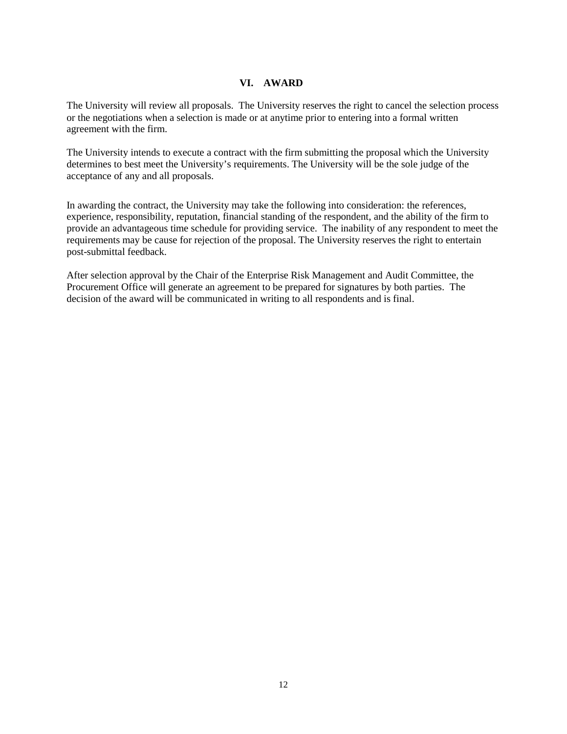## VI. AWARD

The University will review all proposals. The University reserves the right to cancel the selection process or the negotiations when a selection is made or at anytime prior to entering into a formal written agreement with the firm.

The University intends to execute a contract with the firm submitting the proposal which the University determines to best meet the University's requirements. The University will be the sole judge of the acceptance of any and all proposals.

In awarding the contract, the University may take the following into consideration: the references, experience, responsibility, reputation, financial standing of the respondent, and the ability of the firm to provide an advantageous time schedule for providing service. The inability of any respondent to meet the requirements may be cause for rejection of the proposal. The University reserves the right to entertain post-submittal feedback.

After selection approval by the Chair of the Enterprise Risk Management and Audit Committee, the Procurement Office will generate an agreement to be prepared for signatures by both parties. The decision of the award will be communicated in writing to all respondents and is final.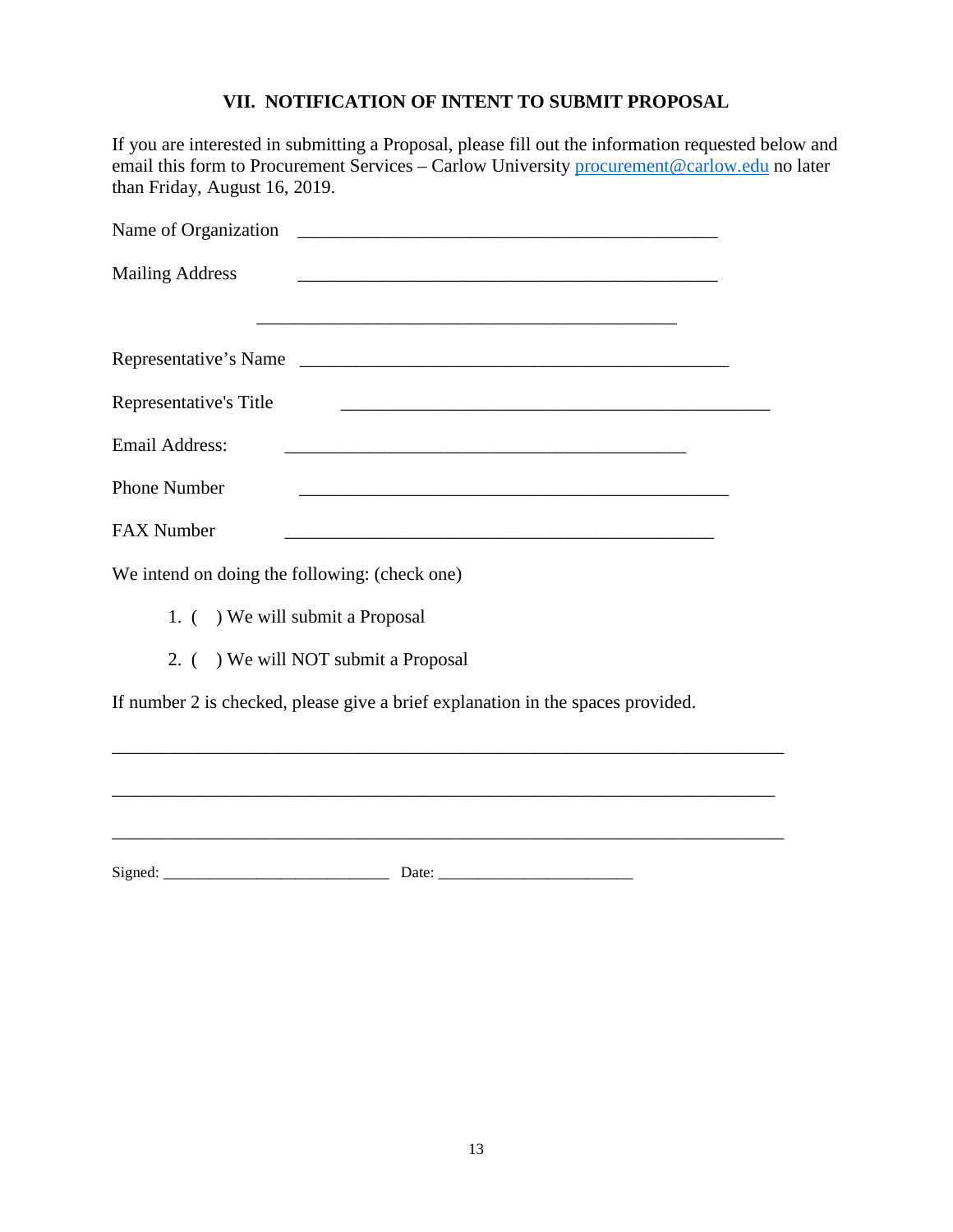## VII. NOTIFICATION OF INTENT TO SUBMIT PROPOSAL

If you are interested in submitting a Proposal, please fill out the information requested below and email this form to Procurement Services – Carlow University procurement@carlow.edu no later than Friday, August 16, 2019.

Name of Organization ______________________________________________

Mailing Address ______________________________________________

______________________________________________

Representative's Name ______________________________________________

Representative's Title ______________________________________________

Email Address: ______________________________________________

Phone Number ______________________________________________

FAX Number ______________________________________________

We intend on doing the following: (check one)

1. ( ) We will submit a Proposal
2. ( ) We will NOT submit a Proposal

If number 2 is checked, please give a brief explanation in the spaces provided.

___________________________________________________________________________

___________________________________________________________________________

___________________________________________________________________________

Signed: ______________________________ Date: __________________________